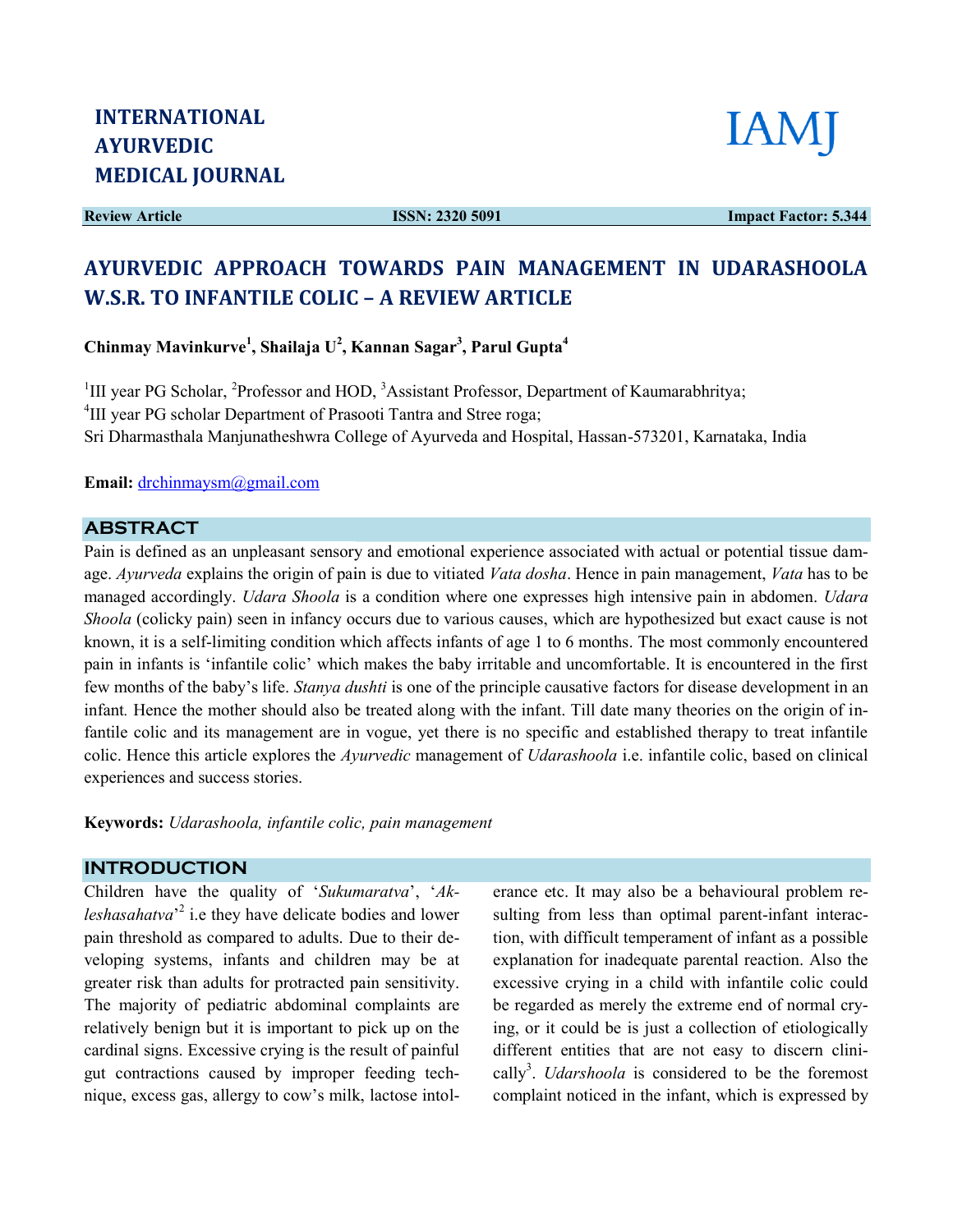INTERNATIONAL AYURVEDIC MEDICAL JOURNAL

IAMJ

**Review Article** **ISSN: 2320 5091** **Impact Factor: 5.344**

# AYURVEDIC APPROACH TOWARDS PAIN MANAGEMENT IN UDARASHOOLA W.S.R. TO INFANTILE COLIC – A REVIEW ARTICLE

**Chinmay Mavinkurve[1], Shailaja U[2], Kannan Sagar[3], Parul Gupta[4]**

[1]III year PG Scholar, [2]Professor and HOD, [3]Assistant Professor, Department of Kaumarabhritya;
[4]III year PG scholar Department of Prasooti Tantra and Stree roga;
Sri Dharmasthala Manjunatheshwra College of Ayurveda and Hospital, Hassan-573201, Karnataka, India

**Email:** drchinmaysm@gmail.com

## ABSTRACT

Pain is defined as an unpleasant sensory and emotional experience associated with actual or potential tissue damage. *Ayurveda* explains the origin of pain is due to vitiated *Vata dosha*. Hence in pain management, *Vata* has to be managed accordingly. *Udara Shoola* is a condition where one expresses high intensive pain in abdomen. *Udara Shoola* (colicky pain) seen in infancy occurs due to various causes, which are hypothesized but exact cause is not known, it is a self-limiting condition which affects infants of age 1 to 6 months. The most commonly encountered pain in infants is 'infantile colic' which makes the baby irritable and uncomfortable. It is encountered in the first few months of the baby's life. *Stanya dushti* is one of the principle causative factors for disease development in an infant. Hence the mother should also be treated along with the infant. Till date many theories on the origin of infantile colic and its management are in vogue, yet there is no specific and established therapy to treat infantile colic. Hence this article explores the *Ayurvedic* management of *Udarashoola* i.e. infantile colic, based on clinical experiences and success stories.

**Keywords:** *Udarashoola, infantile colic, pain management*

## INTRODUCTION

Children have the quality of '*Sukumaratva*', '*Akleshasahatva*'[2] i.e they have delicate bodies and lower pain threshold as compared to adults. Due to their developing systems, infants and children may be at greater risk than adults for protracted pain sensitivity. The majority of pediatric abdominal complaints are relatively benign but it is important to pick up on the cardinal signs. Excessive crying is the result of painful gut contractions caused by improper feeding technique, excess gas, allergy to cow's milk, lactose intolerance etc. It may also be a behavioural problem resulting from less than optimal parent-infant interaction, with difficult temperament of infant as a possible explanation for inadequate parental reaction. Also the excessive crying in a child with infantile colic could be regarded as merely the extreme end of normal crying, or it could be is just a collection of etiologically different entities that are not easy to discern clinically[3]. *Udarshoola* is considered to be the foremost complaint noticed in the infant, which is expressed by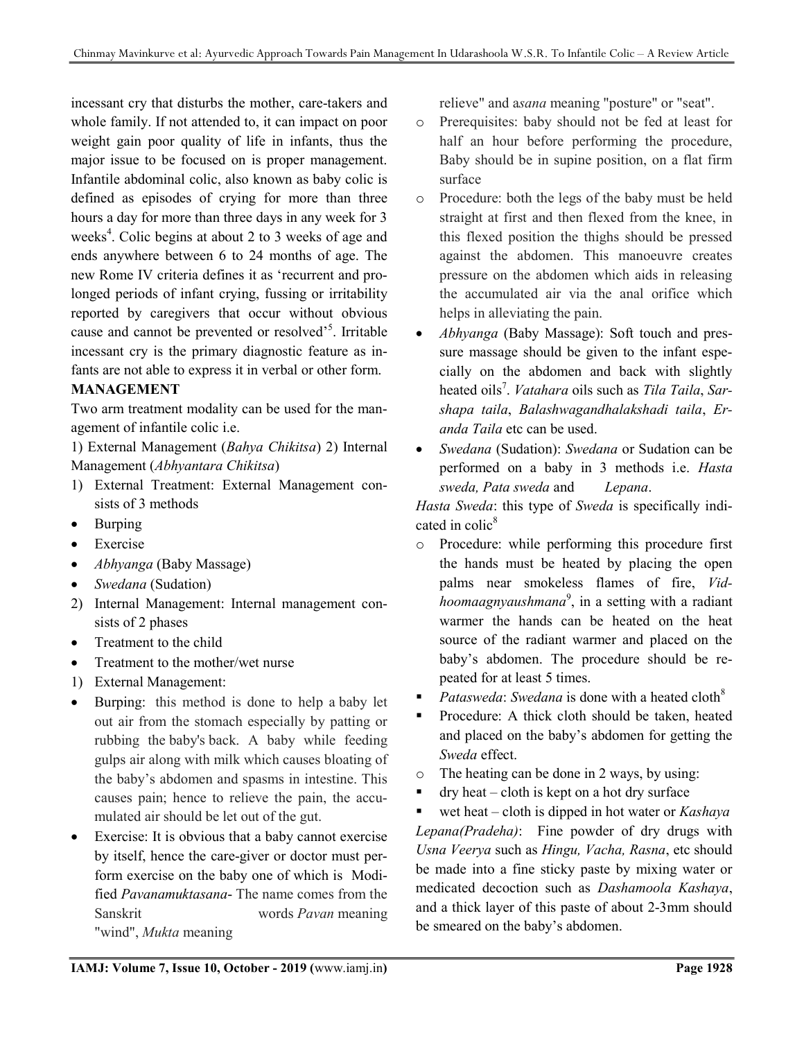incessant cry that disturbs the mother, care-takers and whole family. If not attended to, it can impact on poor weight gain poor quality of life in infants, thus the major issue to be focused on is proper management. Infantile abdominal colic, also known as baby colic is defined as episodes of crying for more than three hours a day for more than three days in any week for 3 weeks[4]. Colic begins at about 2 to 3 weeks of age and ends anywhere between 6 to 24 months of age. The new Rome IV criteria defines it as 'recurrent and prolonged periods of infant crying, fussing or irritability reported by caregivers that occur without obvious cause and cannot be prevented or resolved'[5]. Irritable incessant cry is the primary diagnostic feature as infants are not able to express it in verbal or other form.

**MANAGEMENT**

Two arm treatment modality can be used for the management of infantile colic i.e.

1) External Management (*Bahya Chikitsa*) 2) Internal Management (*Abhyantara Chikitsa*)

1) External Treatment: External Management consists of 3 methods
- Burping
- Exercise
- *Abhyanga* (Baby Massage)
- *Swedana* (Sudation)

2) Internal Management: Internal management consists of 2 phases
- Treatment to the child
- Treatment to the mother/wet nurse

1) External Management:

- Burping: this method is done to help a baby let out air from the stomach especially by patting or rubbing the baby's back. A baby while feeding gulps air along with milk which causes bloating of the baby's abdomen and spasms in intestine. This causes pain; hence to relieve the pain, the accumulated air should be let out of the gut.
- Exercise: It is obvious that a baby cannot exercise by itself, hence the care-giver or doctor must perform exercise on the baby one of which is Modified *Pavanamuktasana*- The name comes from the Sanskrit words *Pavan* meaning "wind", *Mukta* meaning relieve" and a*sana* meaning "posture" or "seat".
  - o Prerequisites: baby should not be fed at least for half an hour before performing the procedure, Baby should be in supine position, on a flat firm surface
  - o Procedure: both the legs of the baby must be held straight at first and then flexed from the knee, in this flexed position the thighs should be pressed against the abdomen. This manoeuvre creates pressure on the abdomen which aids in releasing the accumulated air via the anal orifice which helps in alleviating the pain.
- *Abhyanga* (Baby Massage): Soft touch and pressure massage should be given to the infant especially on the abdomen and back with slightly heated oils[7]. *Vatahara* oils such as *Tila Taila*, *Sarshapa taila*, *Balashwagandhalakshadi taila*, *Eranda Taila* etc can be used.
- *Swedana* (Sudation): *Swedana* or Sudation can be performed on a baby in 3 methods i.e. *Hasta sweda, Pata sweda* and *Lepana*.

*Hasta Sweda*: this type of *Sweda* is specifically indicated in colic[8]

- o Procedure: while performing this procedure first the hands must be heated by placing the open palms near smokeless flames of fire, *Vidhoomaagnyaushmana*[9], in a setting with a radiant warmer the hands can be heated on the heat source of the radiant warmer and placed on the baby's abdomen. The procedure should be repeated for at least 5 times.

- ▪ *Patasweda*: *Swedana* is done with a heated cloth[8]
- ▪ Procedure: A thick cloth should be taken, heated and placed on the baby's abdomen for getting the *Sweda* effect.
- o The heating can be done in 2 ways, by using:
- ▪ dry heat – cloth is kept on a hot dry surface
- ▪ wet heat – cloth is dipped in hot water or *Kashaya*

*Lepana(Pradeha)*: Fine powder of dry drugs with *Usna Veerya* such as *Hingu, Vacha, Rasna*, etc should be made into a fine sticky paste by mixing water or medicated decoction such as *Dashamoola Kashaya*, and a thick layer of this paste of about 2-3mm should be smeared on the baby's abdomen.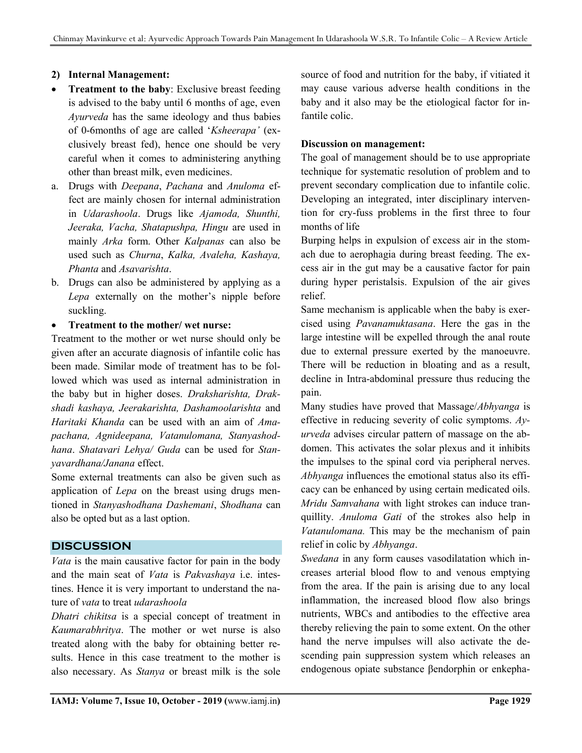#### 2) Internal Management:

- **Treatment to the baby**: Exclusive breast feeding is advised to the baby until 6 months of age, even *Ayurveda* has the same ideology and thus babies of 0-6months of age are called '*Ksheerapa'* (exclusively breast fed), hence one should be very careful when it comes to administering anything other than breast milk, even medicines.

a. Drugs with *Deepana*, *Pachana* and *Anuloma* effect are mainly chosen for internal administration in *Udarashoola*. Drugs like *Ajamoda, Shunthi, Jeeraka, Vacha, Shatapushpa, Hingu* are used in mainly *Arka* form. Other *Kalpanas* can also be used such as *Churna*, *Kalka, Avaleha, Kashaya, Phanta* and *Asavarishta*.

b. Drugs can also be administered by applying as a *Lepa* externally on the mother's nipple before suckling.

- **Treatment to the mother/ wet nurse:**

Treatment to the mother or wet nurse should only be given after an accurate diagnosis of infantile colic has been made. Similar mode of treatment has to be followed which was used as internal administration in the baby but in higher doses. *Draksharishta, Drakshadi kashaya, Jeerakarishta, Dashamoolarishta* and *Haritaki Khanda* can be used with an aim of *Amapachana, Agnideepana, Vatanulomana, Stanyashodhana*. *Shatavari Lehya/ Guda* can be used for *Stanyavardhana/Janana* effect.

Some external treatments can also be given such as application of *Lepa* on the breast using drugs mentioned in *Stanyashodhana Dashemani*, *Shodhana* can also be opted but as a last option.

## DISCUSSION

*Vata* is the main causative factor for pain in the body and the main seat of *Vata* is *Pakvashaya* i.e. intestines. Hence it is very important to understand the nature of *vata* to treat *udarashoola*

*Dhatri chikitsa* is a special concept of treatment in *Kaumarabhritya*. The mother or wet nurse is also treated along with the baby for obtaining better results. Hence in this case treatment to the mother is also necessary. As *Stanya* or breast milk is the sole source of food and nutrition for the baby, if vitiated it may cause various adverse health conditions in the baby and it also may be the etiological factor for infantile colic.

**Discussion on management:**

The goal of management should be to use appropriate technique for systematic resolution of problem and to prevent secondary complication due to infantile colic. Developing an integrated, inter disciplinary intervention for cry-fuss problems in the first three to four months of life

Burping helps in expulsion of excess air in the stomach due to aerophagia during breast feeding. The excess air in the gut may be a causative factor for pain during hyper peristalsis. Expulsion of the air gives relief.

Same mechanism is applicable when the baby is exercised using *Pavanamuktasana*. Here the gas in the large intestine will be expelled through the anal route due to external pressure exerted by the manoeuvre. There will be reduction in bloating and as a result, decline in Intra-abdominal pressure thus reducing the pain.

Many studies have proved that Massage/*Abhyanga* is effective in reducing severity of colic symptoms. *Ayurveda* advises circular pattern of massage on the abdomen. This activates the solar plexus and it inhibits the impulses to the spinal cord via peripheral nerves. *Abhyanga* influences the emotional status also its efficacy can be enhanced by using certain medicated oils. *Mridu Samvahana* with light strokes can induce tranquillity. *Anuloma Gati* of the strokes also help in *Vatanulomana.* This may be the mechanism of pain relief in colic by *Abhyanga*.

*Swedana* in any form causes vasodilatation which increases arterial blood flow to and venous emptying from the area. If the pain is arising due to any local inflammation, the increased blood flow also brings nutrients, WBCs and antibodies to the effective area thereby relieving the pain to some extent. On the other hand the nerve impulses will also activate the descending pain suppression system which releases an endogenous opiate substance βendorphin or enkepha-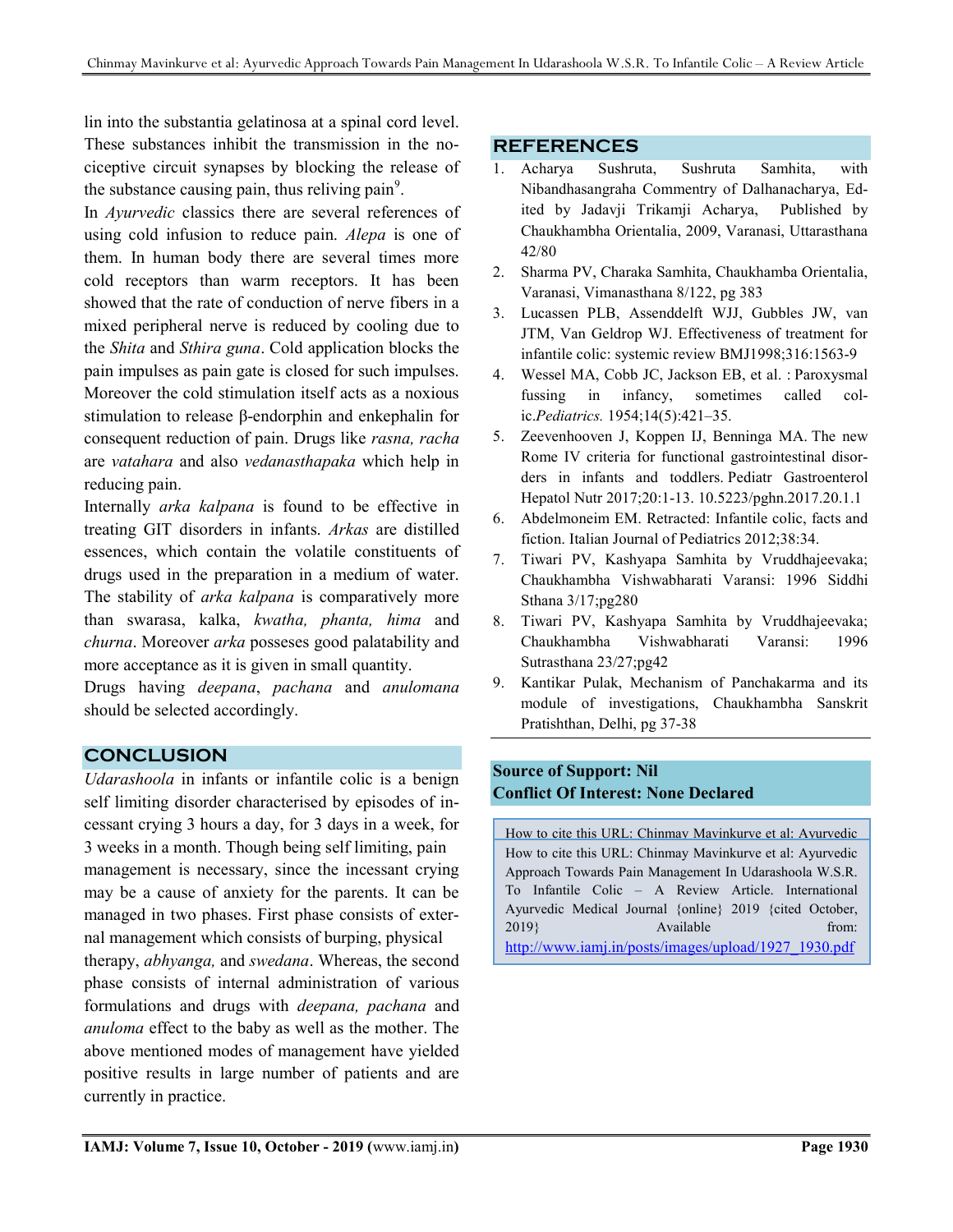lin into the substantia gelatinosa at a spinal cord level. These substances inhibit the transmission in the nociceptive circuit synapses by blocking the release of the substance causing pain, thus reliving pain[9].

In *Ayurvedic* classics there are several references of using cold infusion to reduce pain. *Alepa* is one of them. In human body there are several times more cold receptors than warm receptors. It has been showed that the rate of conduction of nerve fibers in a mixed peripheral nerve is reduced by cooling due to the *Shita* and *Sthira guna*. Cold application blocks the pain impulses as pain gate is closed for such impulses. Moreover the cold stimulation itself acts as a noxious stimulation to release β-endorphin and enkephalin for consequent reduction of pain. Drugs like *rasna, racha* are *vatahara* and also *vedanasthapaka* which help in reducing pain.

Internally *arka kalpana* is found to be effective in treating GIT disorders in infants. *Arkas* are distilled essences, which contain the volatile constituents of drugs used in the preparation in a medium of water. The stability of *arka kalpana* is comparatively more than swarasa, kalka, *kwatha, phanta, hima* and *churna*. Moreover *arka* posseses good palatability and more acceptance as it is given in small quantity.

Drugs having *deepana*, *pachana* and *anulomana* should be selected accordingly.

## CONCLUSION

*Udarashoola* in infants or infantile colic is a benign self limiting disorder characterised by episodes of incessant crying 3 hours a day, for 3 days in a week, for 3 weeks in a month. Though being self limiting, pain management is necessary, since the incessant crying may be a cause of anxiety for the parents. It can be managed in two phases. First phase consists of external management which consists of burping, physical therapy, *abhyanga,* and *swedana*. Whereas, the second phase consists of internal administration of various formulations and drugs with *deepana, pachana* and *anuloma* effect to the baby as well as the mother. The above mentioned modes of management have yielded positive results in large number of patients and are currently in practice.

## REFERENCES

1. Acharya Sushruta, Sushruta Samhita, with Nibandhasangraha Commentry of Dalhanacharya, Edited by Jadavji Trikamji Acharya, Published by Chaukhambha Orientalia, 2009, Varanasi, Uttarasthana 42/80
2. Sharma PV, Charaka Samhita, Chaukhamba Orientalia, Varanasi, Vimanasthana 8/122, pg 383
3. Lucassen PLB, Assenddelft WJJ, Gubbles JW, van JTM, Van Geldrop WJ. Effectiveness of treatment for infantile colic: systemic review BMJ1998;316:1563-9
4. Wessel MA, Cobb JC, Jackson EB, et al. : Paroxysmal fussing in infancy, sometimes called colic.*Pediatrics.* 1954;14(5):421–35.
5. Zeevenhooven J, Koppen IJ, Benninga MA. The new Rome IV criteria for functional gastrointestinal disorders in infants and toddlers. Pediatr Gastroenterol Hepatol Nutr 2017;20:1-13. 10.5223/pghn.2017.20.1.1
6. Abdelmoneim EM. Retracted: Infantile colic, facts and fiction. Italian Journal of Pediatrics 2012;38:34.
7. Tiwari PV, Kashyapa Samhita by Vruddhajeevaka; Chaukhambha Vishwabharati Varansi: 1996 Siddhi Sthana 3/17;pg280
8. Tiwari PV, Kashyapa Samhita by Vruddhajeevaka; Chaukhambha Vishwabharati Varansi: 1996 Sutrasthana 23/27;pg42
9. Kantikar Pulak, Mechanism of Panchakarma and its module of investigations, Chaukhambha Sanskrit Pratishthan, Delhi, pg 37-38

**Source of Support: Nil**
**Conflict Of Interest: None Declared**

How to cite this URL: Chinmay Mavinkurve et al: Ayurvedic Approach Towards Pain Management In Udarashoola W.S.R. To Infantile Colic – A Review Article. International Ayurvedic Medical Journal {online} 2019 {cited October, 2019} Available from: http://www.iamj.in/posts/images/upload/1927_1930.pdf